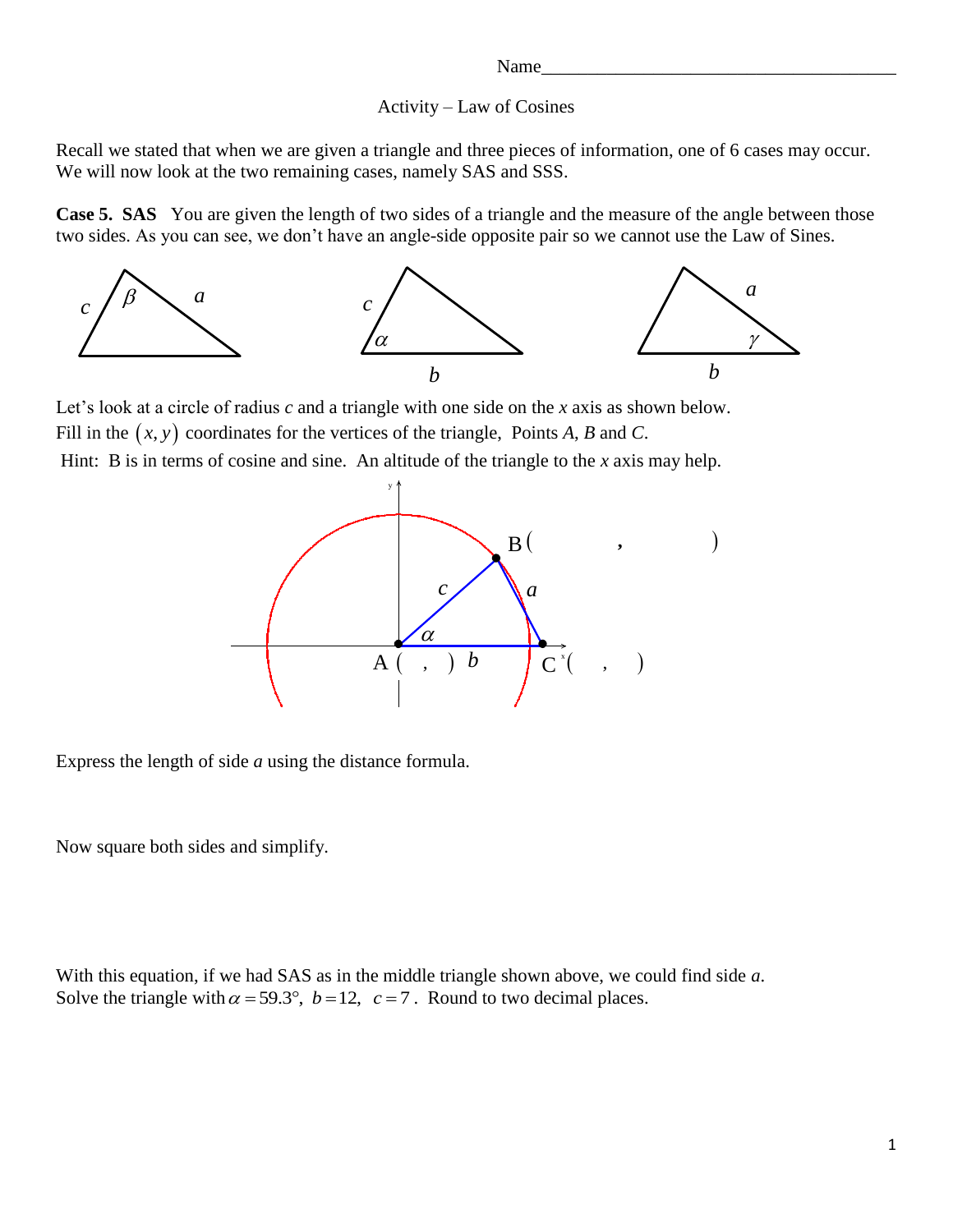Name_______________________________________

Activity – Law of Cosines

Recall we stated that when we are given a triangle and three pieces of information, one of 6 cases may occur. We will now look at the two remaining cases, namely SAS and SSS.

**Case 5. SAS** You are given the length of two sides of a triangle and the measure of the angle between those two sides. As you can see, we don't have an angle-side opposite pair so we cannot use the Law of Sines.

Let's look at a circle of radius $c$ and a triangle with one side on the $x$ axis as shown below.
Fill in the $(x, y)$ coordinates for the vertices of the triangle, Points $A$, $B$ and $C$.
Hint: B is in terms of cosine and sine. An altitude of the triangle to the $x$ axis may help.

B(          ,          )

A(   ,   )    C(   ,   )

Express the length of side $a$ using the distance formula.

Now square both sides and simplify.

With this equation, if we had SAS as in the middle triangle shown above, we could find side $a$.
Solve the triangle with $\alpha = 59.3°$, $b = 12$, $c = 7$. Round to two decimal places.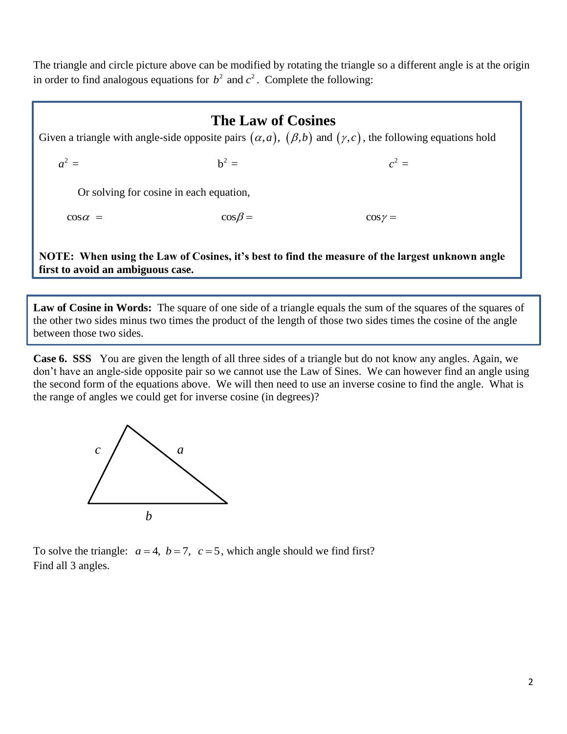The triangle and circle picture above can be modified by rotating the triangle so a different angle is at the origin in order to find analogous equations for $b^2$ and $c^2$. Complete the following:

## The Law of Cosines

Given a triangle with angle-side opposite pairs $(\alpha, a)$, $(\beta, b)$ and $(\gamma, c)$, the following equations hold

$a^2 =$ $\qquad\qquad$ $b^2 =$ $\qquad\qquad$ $c^2 =$

Or solving for cosine in each equation,

$\cos\alpha =$ $\qquad\qquad$ $\cos\beta =$ $\qquad\qquad$ $\cos\gamma =$

**NOTE: When using the Law of Cosines, it's best to find the measure of the largest unknown angle first to avoid an ambiguous case.**

**Law of Cosine in Words:** The square of one side of a triangle equals the sum of the squares of the squares of the other two sides minus two times the product of the length of those two sides times the cosine of the angle between those two sides.

**Case 6. SSS** You are given the length of all three sides of a triangle but do not know any angles. Again, we don't have an angle-side opposite pair so we cannot use the Law of Sines. We can however find an angle using the second form of the equations above. We will then need to use an inverse cosine to find the angle. What is the range of angles we could get for inverse cosine (in degrees)?

$c$ $\qquad$ $a$

$b$

To solve the triangle: $a = 4,\ b = 7,\ c = 5$, which angle should we find first?
Find all 3 angles.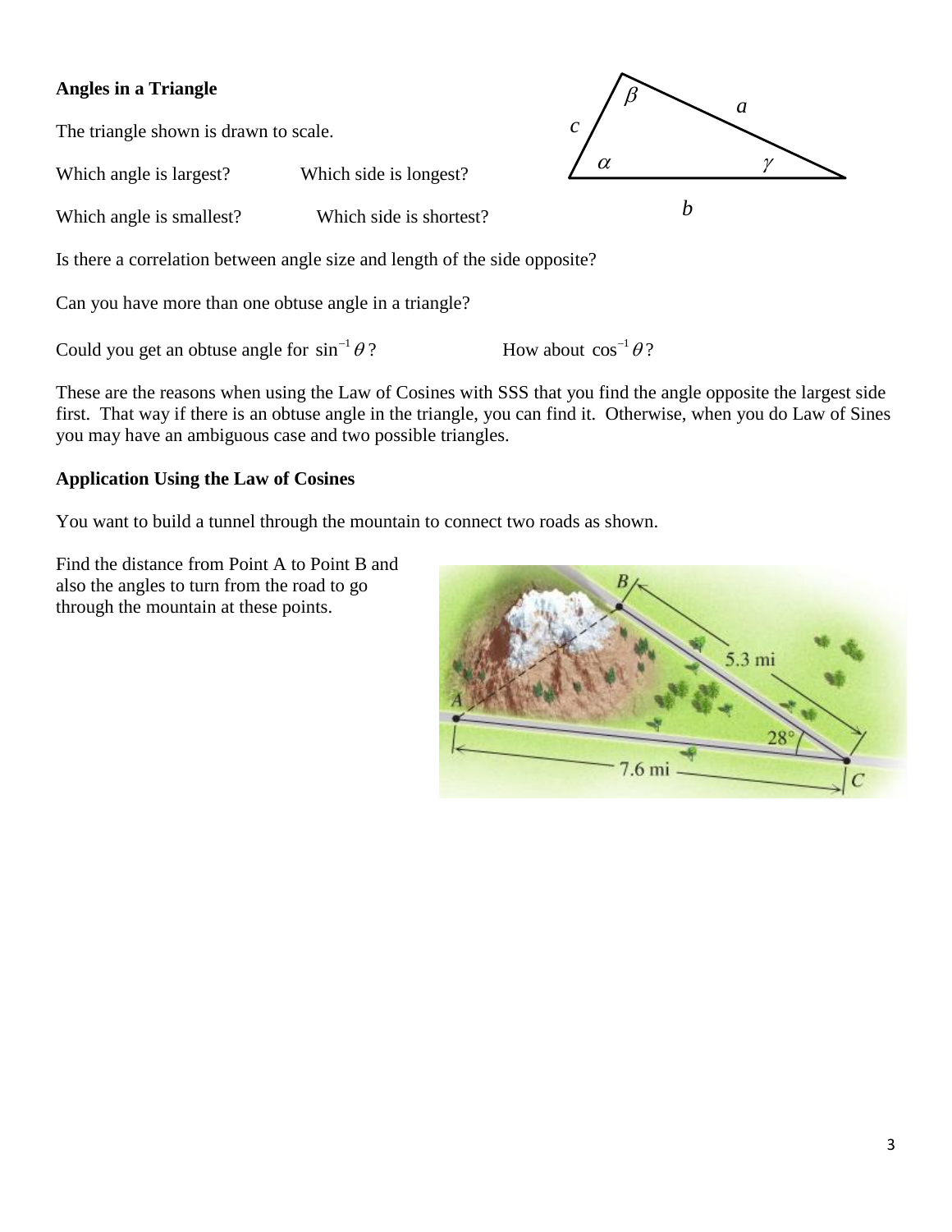**Angles in a Triangle**

The triangle shown is drawn to scale.

Which angle is largest? Which side is longest?

Which angle is smallest? Which side is shortest?

Is there a correlation between angle size and length of the side opposite?

Can you have more than one obtuse angle in a triangle?

Could you get an obtuse angle for $\sin^{-1}\theta$? How about $\cos^{-1}\theta$?

These are the reasons when using the Law of Cosines with SSS that you find the angle opposite the largest side first. That way if there is an obtuse angle in the triangle, you can find it. Otherwise, when you do Law of Sines you may have an ambiguous case and two possible triangles.

**Application Using the Law of Cosines**

You want to build a tunnel through the mountain to connect two roads as shown.

Find the distance from Point A to Point B and also the angles to turn from the road to go through the mountain at these points.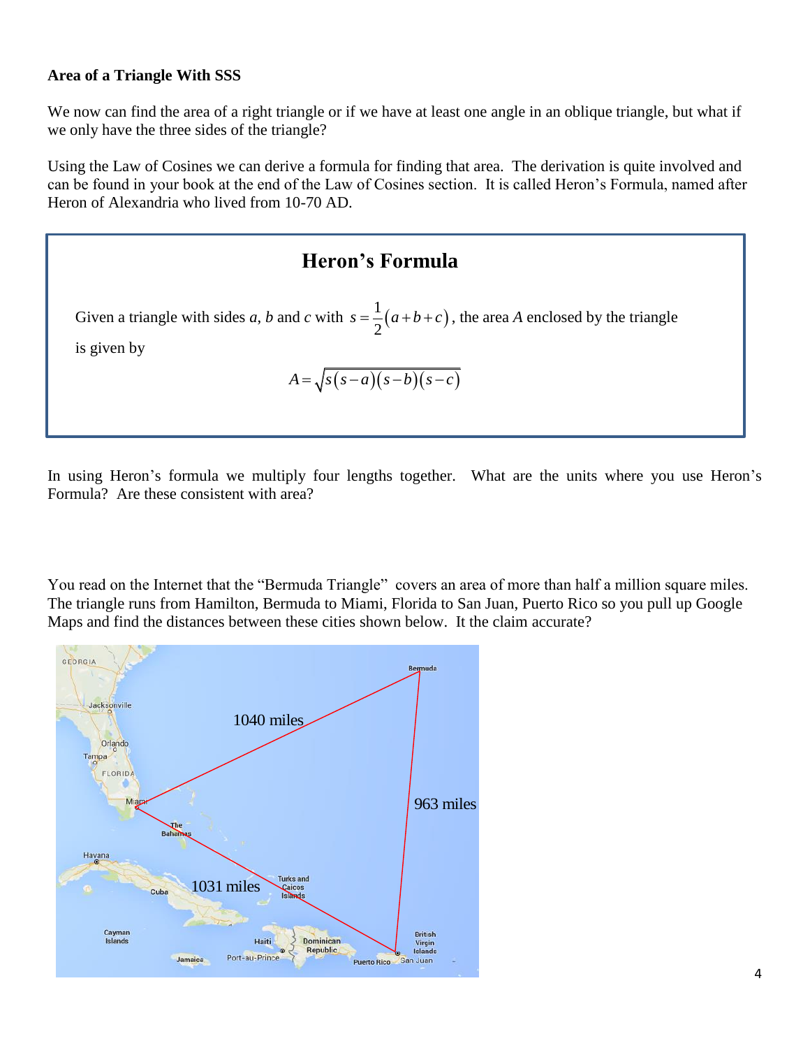**Area of a Triangle With SSS**

We now can find the area of a right triangle or if we have at least one angle in an oblique triangle, but what if we only have the three sides of the triangle?

Using the Law of Cosines we can derive a formula for finding that area. The derivation is quite involved and can be found in your book at the end of the Law of Cosines section. It is called Heron's Formula, named after Heron of Alexandria who lived from 10-70 AD.

## Heron's Formula

Given a triangle with sides $a$, $b$ and $c$ with $s = \frac{1}{2}(a+b+c)$, the area $A$ enclosed by the triangle is given by

$$A = \sqrt{s(s-a)(s-b)(s-c)}$$

In using Heron's formula we multiply four lengths together. What are the units where you use Heron's Formula? Are these consistent with area?

You read on the Internet that the "Bermuda Triangle" covers an area of more than half a million square miles. The triangle runs from Hamilton, Bermuda to Miami, Florida to San Juan, Puerto Rico so you pull up Google Maps and find the distances between these cities shown below. It the claim accurate?

1040 miles

963 miles

1031 miles